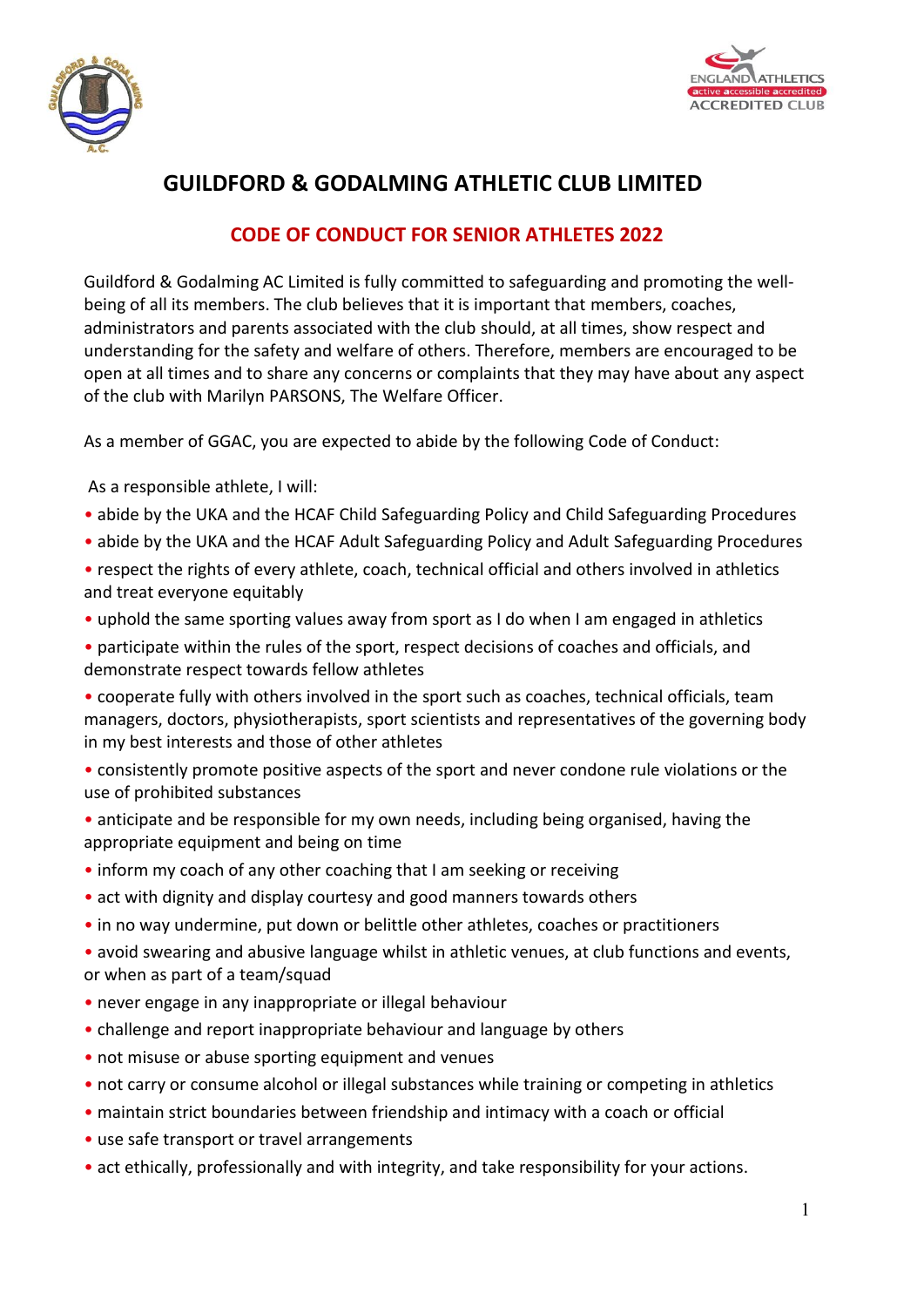# GUILDFORD & GODALMING ATHLETIC CLUB LIMITED

## CODE OF CONDUCT FOR SENIOR ATHLETES 2022

Guildford & Godalming AC Limited is fully committed to safeguarding and promoting the well-being of all its members. The club believes that it is important that members, coaches, administrators and parents associated with the club should, at all times, show respect and understanding for the safety and welfare of others. Therefore, members are encouraged to be open at all times and to share any concerns or complaints that they may have about any aspect of the club with Marilyn PARSONS, The Welfare Officer.

As a member of GGAC, you are expected to abide by the following Code of Conduct:

As a responsible athlete, I will:

- abide by the UKA and the HCAF Child Safeguarding Policy and Child Safeguarding Procedures
- abide by the UKA and the HCAF Adult Safeguarding Policy and Adult Safeguarding Procedures
- respect the rights of every athlete, coach, technical official and others involved in athletics and treat everyone equitably
- uphold the same sporting values away from sport as I do when I am engaged in athletics
- participate within the rules of the sport, respect decisions of coaches and officials, and demonstrate respect towards fellow athletes
- cooperate fully with others involved in the sport such as coaches, technical officials, team managers, doctors, physiotherapists, sport scientists and representatives of the governing body in my best interests and those of other athletes
- consistently promote positive aspects of the sport and never condone rule violations or the use of prohibited substances
- anticipate and be responsible for my own needs, including being organised, having the appropriate equipment and being on time
- inform my coach of any other coaching that I am seeking or receiving
- act with dignity and display courtesy and good manners towards others
- in no way undermine, put down or belittle other athletes, coaches or practitioners
- avoid swearing and abusive language whilst in athletic venues, at club functions and events, or when as part of a team/squad
- never engage in any inappropriate or illegal behaviour
- challenge and report inappropriate behaviour and language by others
- not misuse or abuse sporting equipment and venues
- not carry or consume alcohol or illegal substances while training or competing in athletics
- maintain strict boundaries between friendship and intimacy with a coach or official
- use safe transport or travel arrangements
- act ethically, professionally and with integrity, and take responsibility for your actions.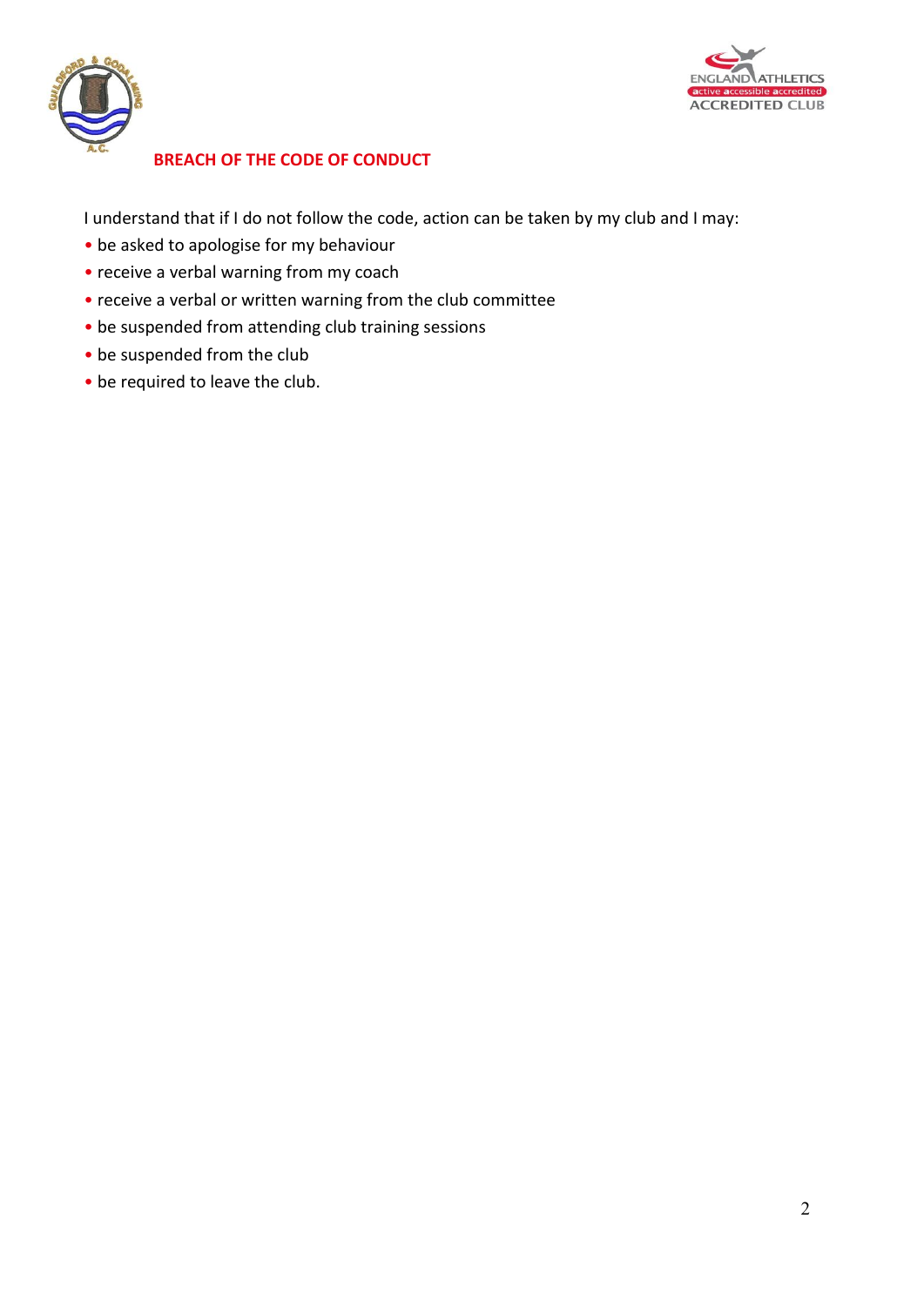## BREACH OF THE CODE OF CONDUCT

I understand that if I do not follow the code, action can be taken by my club and I may:

- be asked to apologise for my behaviour
- receive a verbal warning from my coach
- receive a verbal or written warning from the club committee
- be suspended from attending club training sessions
- be suspended from the club
- be required to leave the club.